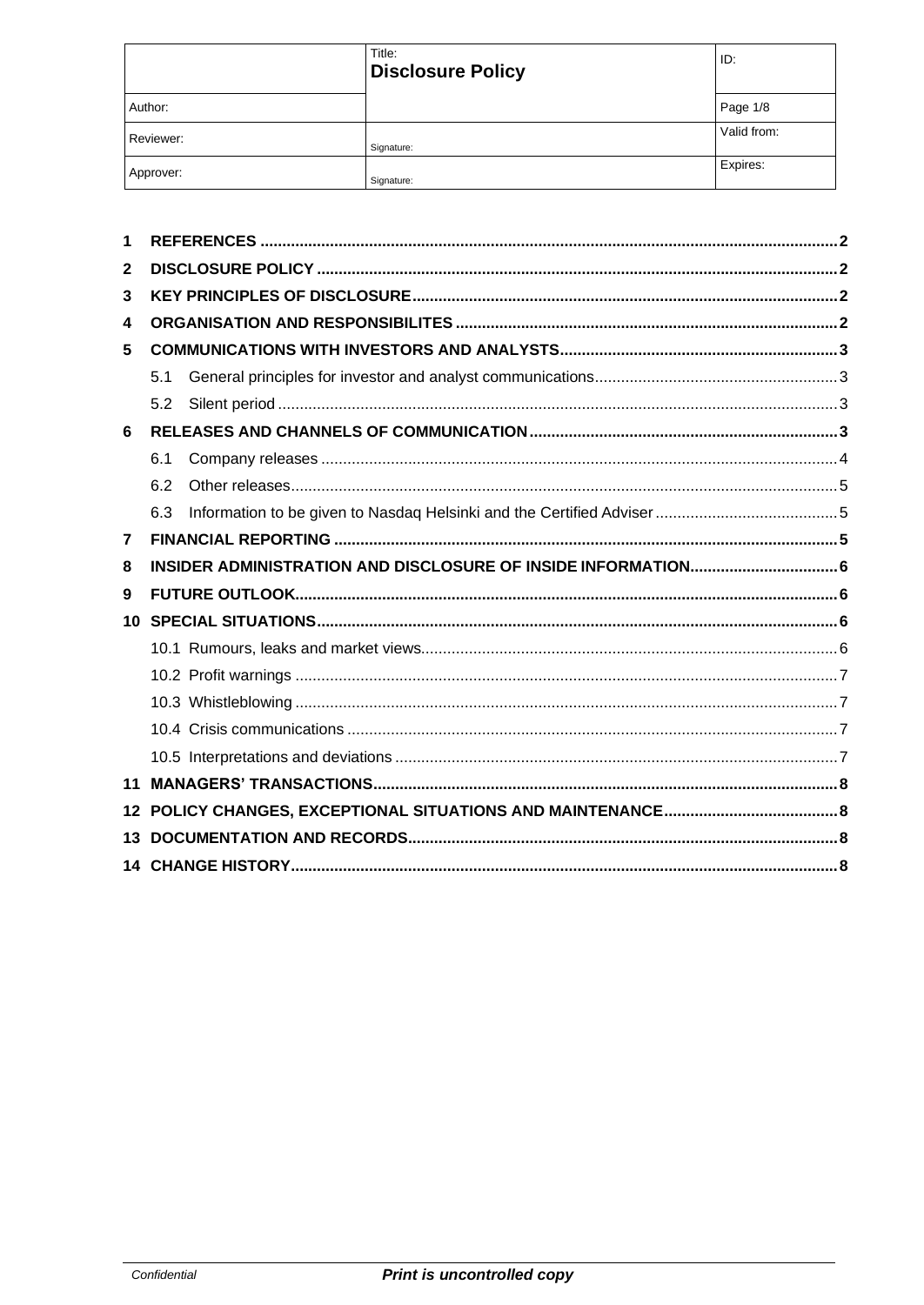|  | Title: **Disclosure Policy** | ID: |
|---|---|---|
| Author: |  | Page 1/8 |
| Reviewer: | Signature: | Valid from: |
| Approver: | Signature: | Expires: |

**1 REFERENCES** .......... 2

**2 DISCLOSURE POLICY** .......... 2

**3 KEY PRINCIPLES OF DISCLOSURE** .......... 2

**4 ORGANISATION AND RESPONSIBILITES** .......... 2

**5 COMMUNICATIONS WITH INVESTORS AND ANALYSTS** .......... 3

- 5.1 General principles for investor and analyst communications .......... 3
- 5.2 Silent period .......... 3

**6 RELEASES AND CHANNELS OF COMMUNICATION** .......... 3

- 6.1 Company releases .......... 4
- 6.2 Other releases .......... 5
- 6.3 Information to be given to Nasdaq Helsinki and the Certified Adviser .......... 5

**7 FINANCIAL REPORTING** .......... 5

**8 INSIDER ADMINISTRATION AND DISCLOSURE OF INSIDE INFORMATION** .......... 6

**9 FUTURE OUTLOOK** .......... 6

**10 SPECIAL SITUATIONS** .......... 6

- 10.1 Rumours, leaks and market views .......... 6
- 10.2 Profit warnings .......... 7
- 10.3 Whistleblowing .......... 7
- 10.4 Crisis communications .......... 7
- 10.5 Interpretations and deviations .......... 7

**11 MANAGERS' TRANSACTIONS** .......... 8

**12 POLICY CHANGES, EXCEPTIONAL SITUATIONS AND MAINTENANCE** .......... 8

**13 DOCUMENTATION AND RECORDS** .......... 8

**14 CHANGE HISTORY** .......... 8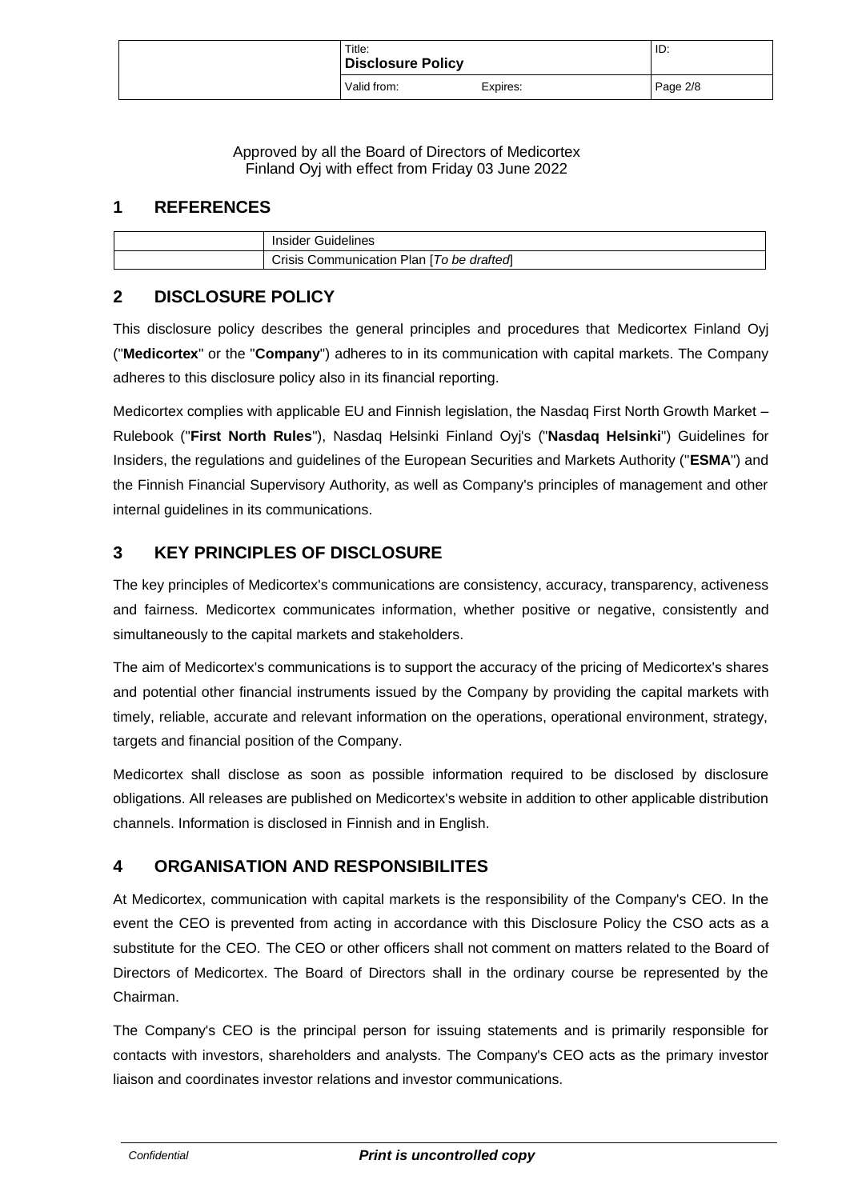Approved by all the Board of Directors of Medicortex Finland Oyj with effect from Friday 03 June 2022

## 1 REFERENCES

| | |
|---|---|
| | Insider Guidelines |
| | Crisis Communication Plan [*To be drafted*] |

## 2 DISCLOSURE POLICY

This disclosure policy describes the general principles and procedures that Medicortex Finland Oyj ("**Medicortex**" or the "**Company**") adheres to in its communication with capital markets. The Company adheres to this disclosure policy also in its financial reporting.

Medicortex complies with applicable EU and Finnish legislation, the Nasdaq First North Growth Market – Rulebook ("**First North Rules**"), Nasdaq Helsinki Finland Oyj's ("**Nasdaq Helsinki**") Guidelines for Insiders, the regulations and guidelines of the European Securities and Markets Authority ("**ESMA**") and the Finnish Financial Supervisory Authority, as well as Company's principles of management and other internal guidelines in its communications.

## 3 KEY PRINCIPLES OF DISCLOSURE

The key principles of Medicortex's communications are consistency, accuracy, transparency, activeness and fairness. Medicortex communicates information, whether positive or negative, consistently and simultaneously to the capital markets and stakeholders.

The aim of Medicortex's communications is to support the accuracy of the pricing of Medicortex's shares and potential other financial instruments issued by the Company by providing the capital markets with timely, reliable, accurate and relevant information on the operations, operational environment, strategy, targets and financial position of the Company.

Medicortex shall disclose as soon as possible information required to be disclosed by disclosure obligations. All releases are published on Medicortex's website in addition to other applicable distribution channels. Information is disclosed in Finnish and in English.

## 4 ORGANISATION AND RESPONSIBILITES

At Medicortex, communication with capital markets is the responsibility of the Company's CEO. In the event the CEO is prevented from acting in accordance with this Disclosure Policy the CSO acts as a substitute for the CEO. The CEO or other officers shall not comment on matters related to the Board of Directors of Medicortex. The Board of Directors shall in the ordinary course be represented by the Chairman.

The Company's CEO is the principal person for issuing statements and is primarily responsible for contacts with investors, shareholders and analysts. The Company's CEO acts as the primary investor liaison and coordinates investor relations and investor communications.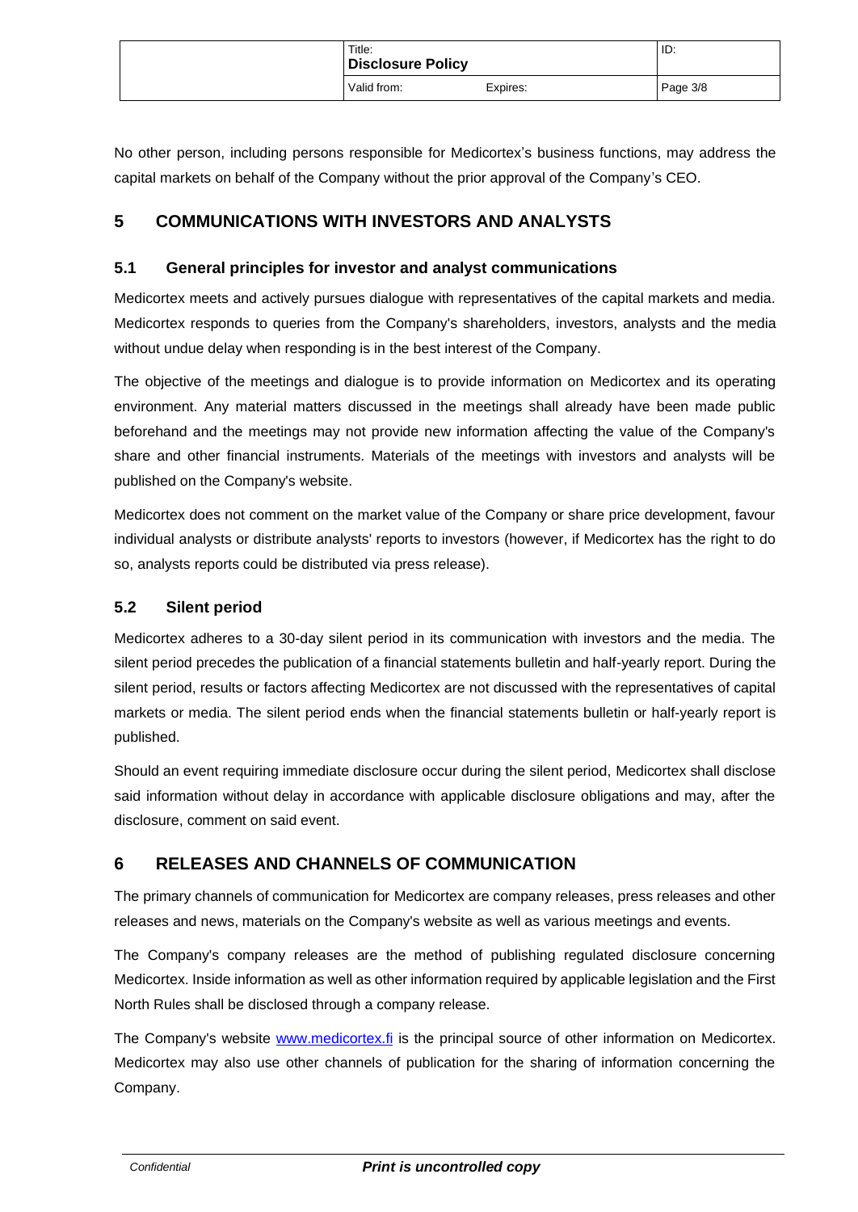No other person, including persons responsible for Medicortex's business functions, may address the capital markets on behalf of the Company without the prior approval of the Company's CEO.

# 5 COMMUNICATIONS WITH INVESTORS AND ANALYSTS

## 5.1 General principles for investor and analyst communications

Medicortex meets and actively pursues dialogue with representatives of the capital markets and media. Medicortex responds to queries from the Company's shareholders, investors, analysts and the media without undue delay when responding is in the best interest of the Company.

The objective of the meetings and dialogue is to provide information on Medicortex and its operating environment. Any material matters discussed in the meetings shall already have been made public beforehand and the meetings may not provide new information affecting the value of the Company's share and other financial instruments. Materials of the meetings with investors and analysts will be published on the Company's website.

Medicortex does not comment on the market value of the Company or share price development, favour individual analysts or distribute analysts' reports to investors (however, if Medicortex has the right to do so, analysts reports could be distributed via press release).

## 5.2 Silent period

Medicortex adheres to a 30-day silent period in its communication with investors and the media. The silent period precedes the publication of a financial statements bulletin and half-yearly report. During the silent period, results or factors affecting Medicortex are not discussed with the representatives of capital markets or media. The silent period ends when the financial statements bulletin or half-yearly report is published.

Should an event requiring immediate disclosure occur during the silent period, Medicortex shall disclose said information without delay in accordance with applicable disclosure obligations and may, after the disclosure, comment on said event.

# 6 RELEASES AND CHANNELS OF COMMUNICATION

The primary channels of communication for Medicortex are company releases, press releases and other releases and news, materials on the Company's website as well as various meetings and events.

The Company's company releases are the method of publishing regulated disclosure concerning Medicortex. Inside information as well as other information required by applicable legislation and the First North Rules shall be disclosed through a company release.

The Company's website www.medicortex.fi is the principal source of other information on Medicortex. Medicortex may also use other channels of publication for the sharing of information concerning the Company.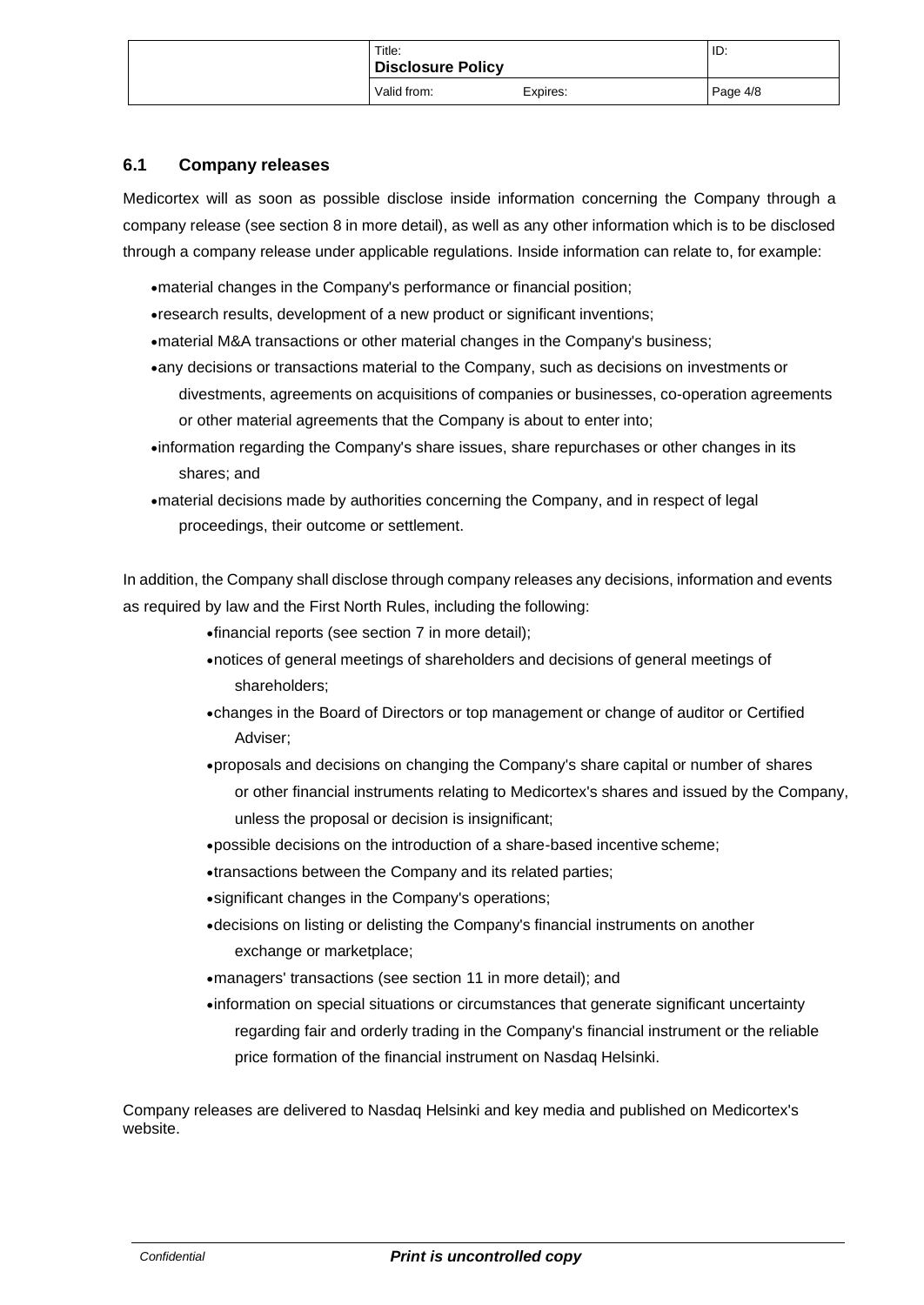### 6.1 Company releases

Medicortex will as soon as possible disclose inside information concerning the Company through a company release (see section 8 in more detail), as well as any other information which is to be disclosed through a company release under applicable regulations. Inside information can relate to, for example:

- material changes in the Company's performance or financial position;
- research results, development of a new product or significant inventions;
- material M&A transactions or other material changes in the Company's business;
- any decisions or transactions material to the Company, such as decisions on investments or divestments, agreements on acquisitions of companies or businesses, co-operation agreements or other material agreements that the Company is about to enter into;
- information regarding the Company's share issues, share repurchases or other changes in its shares; and
- material decisions made by authorities concerning the Company, and in respect of legal proceedings, their outcome or settlement.

In addition, the Company shall disclose through company releases any decisions, information and events as required by law and the First North Rules, including the following:

- financial reports (see section 7 in more detail);
- notices of general meetings of shareholders and decisions of general meetings of shareholders;
- changes in the Board of Directors or top management or change of auditor or Certified Adviser;
- proposals and decisions on changing the Company's share capital or number of shares or other financial instruments relating to Medicortex's shares and issued by the Company, unless the proposal or decision is insignificant;
- possible decisions on the introduction of a share-based incentive scheme;
- transactions between the Company and its related parties;
- significant changes in the Company's operations;
- decisions on listing or delisting the Company's financial instruments on another exchange or marketplace;
- managers' transactions (see section 11 in more detail); and
- information on special situations or circumstances that generate significant uncertainty regarding fair and orderly trading in the Company's financial instrument or the reliable price formation of the financial instrument on Nasdaq Helsinki.

Company releases are delivered to Nasdaq Helsinki and key media and published on Medicortex's website.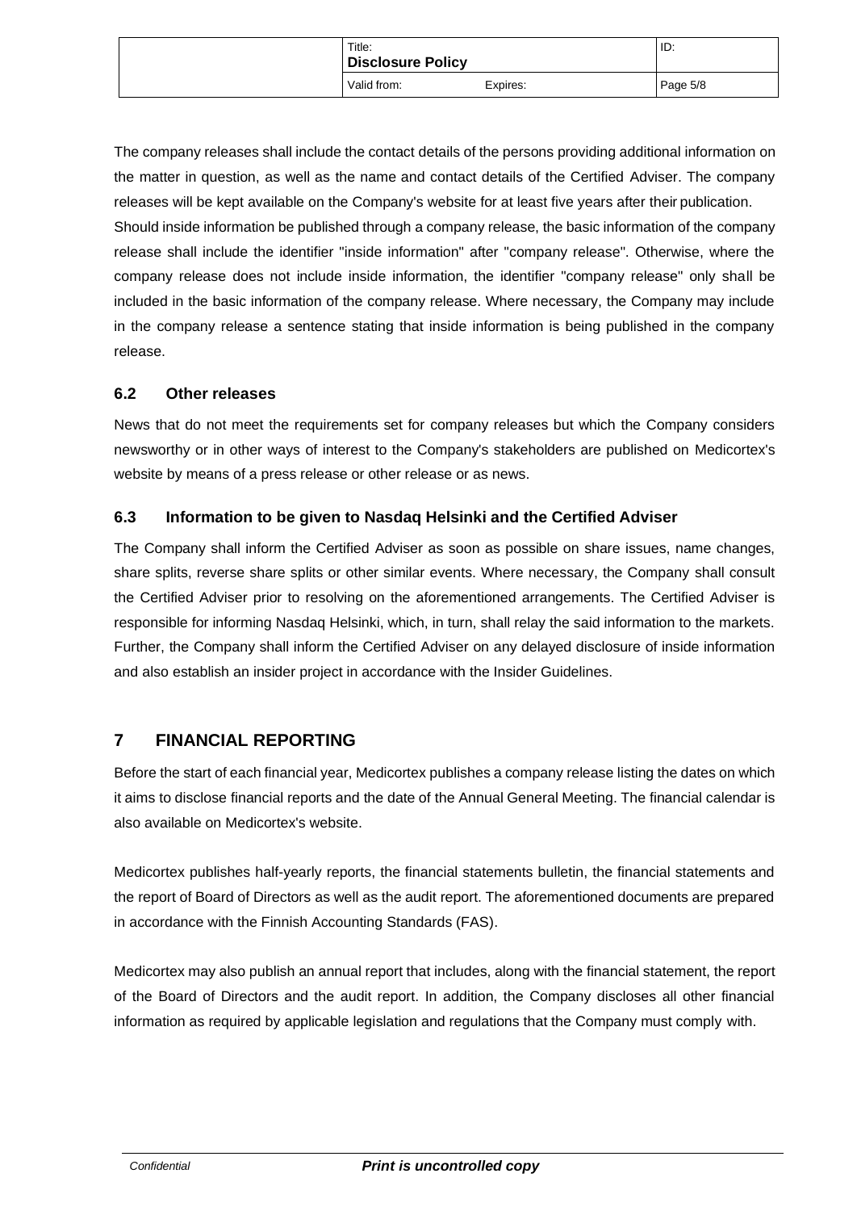The company releases shall include the contact details of the persons providing additional information on the matter in question, as well as the name and contact details of the Certified Adviser. The company releases will be kept available on the Company's website for at least five years after their publication. Should inside information be published through a company release, the basic information of the company release shall include the identifier "inside information" after "company release". Otherwise, where the company release does not include inside information, the identifier "company release" only shall be included in the basic information of the company release. Where necessary, the Company may include in the company release a sentence stating that inside information is being published in the company release.

### 6.2 Other releases

News that do not meet the requirements set for company releases but which the Company considers newsworthy or in other ways of interest to the Company's stakeholders are published on Medicortex's website by means of a press release or other release or as news.

### 6.3 Information to be given to Nasdaq Helsinki and the Certified Adviser

The Company shall inform the Certified Adviser as soon as possible on share issues, name changes, share splits, reverse share splits or other similar events. Where necessary, the Company shall consult the Certified Adviser prior to resolving on the aforementioned arrangements. The Certified Adviser is responsible for informing Nasdaq Helsinki, which, in turn, shall relay the said information to the markets. Further, the Company shall inform the Certified Adviser on any delayed disclosure of inside information and also establish an insider project in accordance with the Insider Guidelines.

## 7 FINANCIAL REPORTING

Before the start of each financial year, Medicortex publishes a company release listing the dates on which it aims to disclose financial reports and the date of the Annual General Meeting. The financial calendar is also available on Medicortex's website.

Medicortex publishes half-yearly reports, the financial statements bulletin, the financial statements and the report of Board of Directors as well as the audit report. The aforementioned documents are prepared in accordance with the Finnish Accounting Standards (FAS).

Medicortex may also publish an annual report that includes, along with the financial statement, the report of the Board of Directors and the audit report. In addition, the Company discloses all other financial information as required by applicable legislation and regulations that the Company must comply with.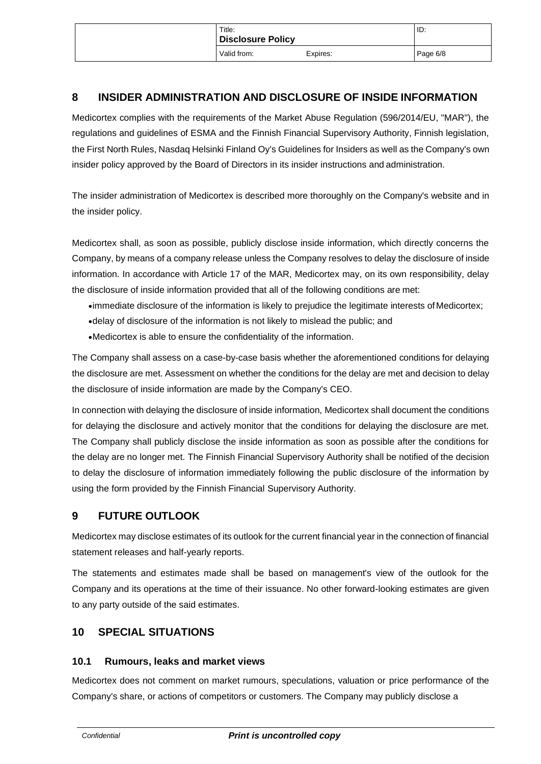## 8 INSIDER ADMINISTRATION AND DISCLOSURE OF INSIDE INFORMATION

Medicortex complies with the requirements of the Market Abuse Regulation (596/2014/EU, "MAR"), the regulations and guidelines of ESMA and the Finnish Financial Supervisory Authority, Finnish legislation, the First North Rules, Nasdaq Helsinki Finland Oy's Guidelines for Insiders as well as the Company's own insider policy approved by the Board of Directors in its insider instructions and administration.

The insider administration of Medicortex is described more thoroughly on the Company's website and in the insider policy.

Medicortex shall, as soon as possible, publicly disclose inside information, which directly concerns the Company, by means of a company release unless the Company resolves to delay the disclosure of inside information. In accordance with Article 17 of the MAR, Medicortex may, on its own responsibility, delay the disclosure of inside information provided that all of the following conditions are met:

- immediate disclosure of the information is likely to prejudice the legitimate interests of Medicortex;
- delay of disclosure of the information is not likely to mislead the public; and
- Medicortex is able to ensure the confidentiality of the information.

The Company shall assess on a case-by-case basis whether the aforementioned conditions for delaying the disclosure are met. Assessment on whether the conditions for the delay are met and decision to delay the disclosure of inside information are made by the Company's CEO.

In connection with delaying the disclosure of inside information, Medicortex shall document the conditions for delaying the disclosure and actively monitor that the conditions for delaying the disclosure are met. The Company shall publicly disclose the inside information as soon as possible after the conditions for the delay are no longer met. The Finnish Financial Supervisory Authority shall be notified of the decision to delay the disclosure of information immediately following the public disclosure of the information by using the form provided by the Finnish Financial Supervisory Authority.

## 9 FUTURE OUTLOOK

Medicortex may disclose estimates of its outlook for the current financial year in the connection of financial statement releases and half-yearly reports.

The statements and estimates made shall be based on management's view of the outlook for the Company and its operations at the time of their issuance. No other forward-looking estimates are given to any party outside of the said estimates.

## 10 SPECIAL SITUATIONS

### 10.1 Rumours, leaks and market views

Medicortex does not comment on market rumours, speculations, valuation or price performance of the Company's share, or actions of competitors or customers. The Company may publicly disclose a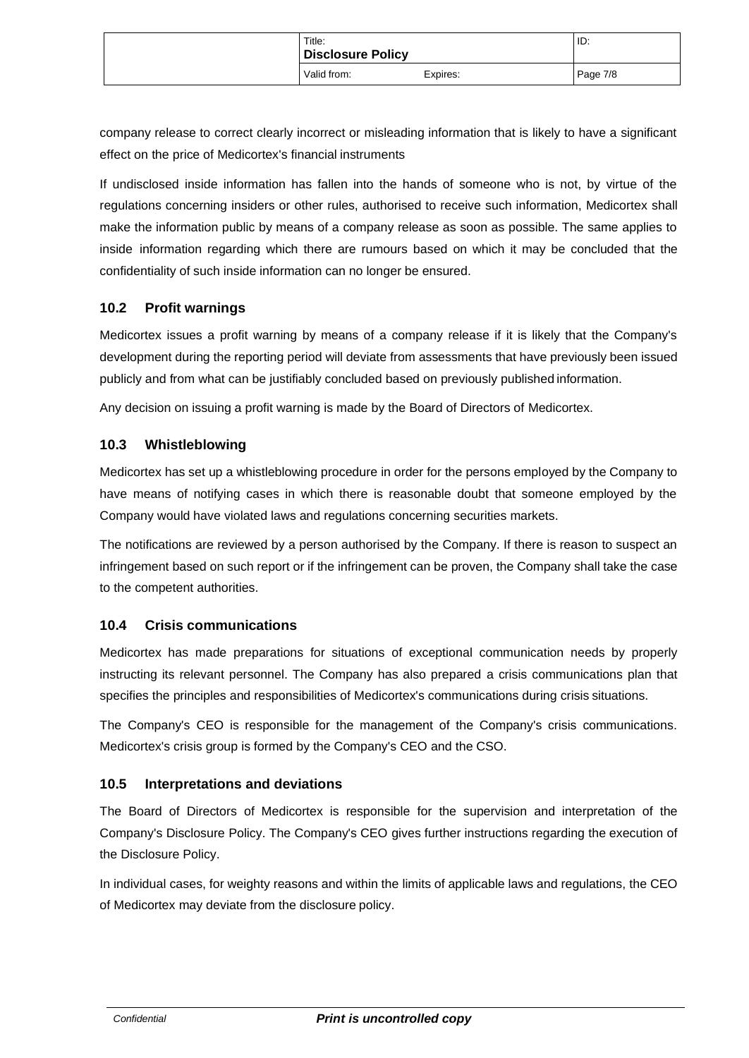company release to correct clearly incorrect or misleading information that is likely to have a significant effect on the price of Medicortex's financial instruments

If undisclosed inside information has fallen into the hands of someone who is not, by virtue of the regulations concerning insiders or other rules, authorised to receive such information, Medicortex shall make the information public by means of a company release as soon as possible. The same applies to inside information regarding which there are rumours based on which it may be concluded that the confidentiality of such inside information can no longer be ensured.

### 10.2 Profit warnings

Medicortex issues a profit warning by means of a company release if it is likely that the Company's development during the reporting period will deviate from assessments that have previously been issued publicly and from what can be justifiably concluded based on previously published information.

Any decision on issuing a profit warning is made by the Board of Directors of Medicortex.

### 10.3 Whistleblowing

Medicortex has set up a whistleblowing procedure in order for the persons employed by the Company to have means of notifying cases in which there is reasonable doubt that someone employed by the Company would have violated laws and regulations concerning securities markets.

The notifications are reviewed by a person authorised by the Company. If there is reason to suspect an infringement based on such report or if the infringement can be proven, the Company shall take the case to the competent authorities.

### 10.4 Crisis communications

Medicortex has made preparations for situations of exceptional communication needs by properly instructing its relevant personnel. The Company has also prepared a crisis communications plan that specifies the principles and responsibilities of Medicortex's communications during crisis situations.

The Company's CEO is responsible for the management of the Company's crisis communications. Medicortex's crisis group is formed by the Company's CEO and the CSO.

### 10.5 Interpretations and deviations

The Board of Directors of Medicortex is responsible for the supervision and interpretation of the Company's Disclosure Policy. The Company's CEO gives further instructions regarding the execution of the Disclosure Policy.

In individual cases, for weighty reasons and within the limits of applicable laws and regulations, the CEO of Medicortex may deviate from the disclosure policy.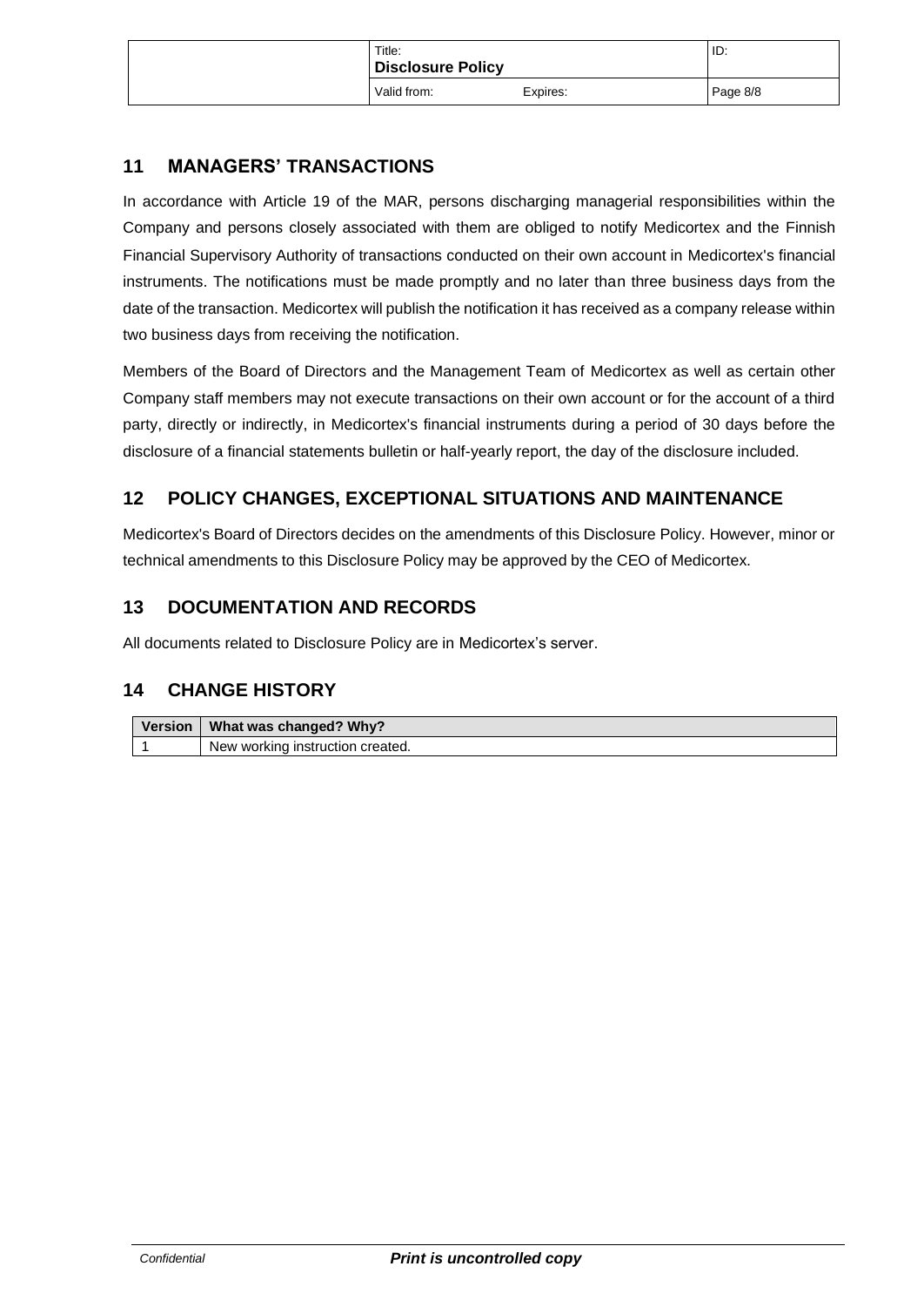## 11 MANAGERS' TRANSACTIONS

In accordance with Article 19 of the MAR, persons discharging managerial responsibilities within the Company and persons closely associated with them are obliged to notify Medicortex and the Finnish Financial Supervisory Authority of transactions conducted on their own account in Medicortex's financial instruments. The notifications must be made promptly and no later than three business days from the date of the transaction. Medicortex will publish the notification it has received as a company release within two business days from receiving the notification.

Members of the Board of Directors and the Management Team of Medicortex as well as certain other Company staff members may not execute transactions on their own account or for the account of a third party, directly or indirectly, in Medicortex's financial instruments during a period of 30 days before the disclosure of a financial statements bulletin or half-yearly report, the day of the disclosure included.

## 12 POLICY CHANGES, EXCEPTIONAL SITUATIONS AND MAINTENANCE

Medicortex's Board of Directors decides on the amendments of this Disclosure Policy. However, minor or technical amendments to this Disclosure Policy may be approved by the CEO of Medicortex.

## 13 DOCUMENTATION AND RECORDS

All documents related to Disclosure Policy are in Medicortex's server.

## 14 CHANGE HISTORY

| Version | What was changed? Why? |
|---|---|
| 1 | New working instruction created. |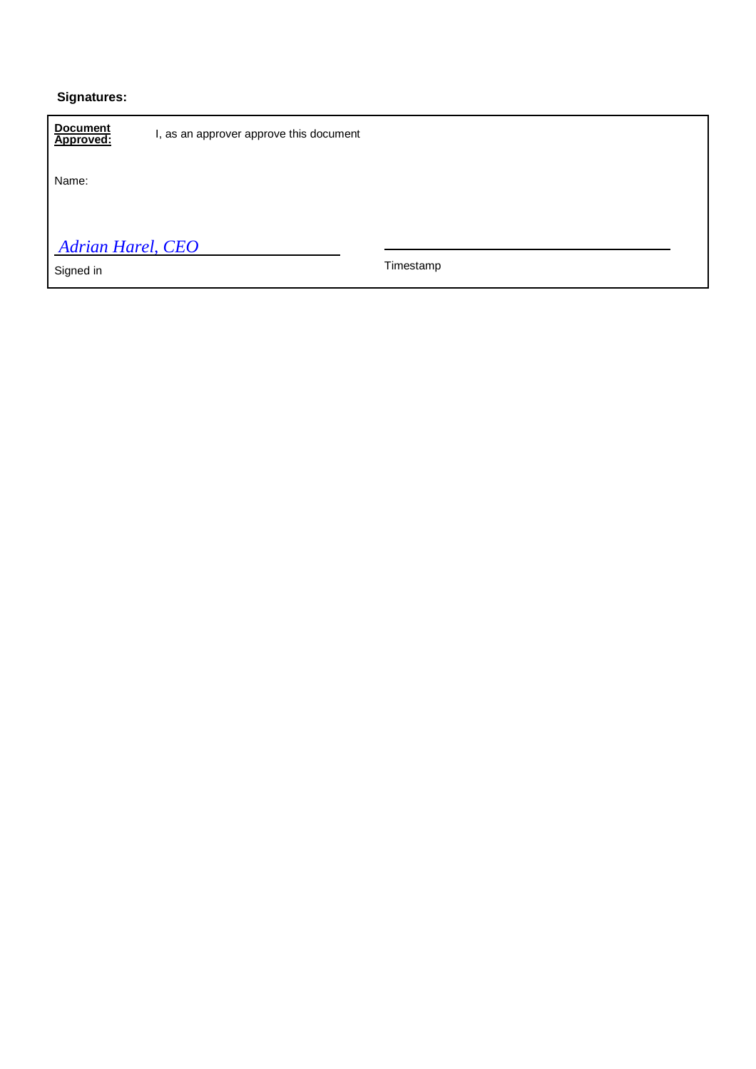**Signatures:**

**Document Approved:** I, as an approver approve this document

Name:

*Adrian Harel, CEO*

Signed in

Timestamp